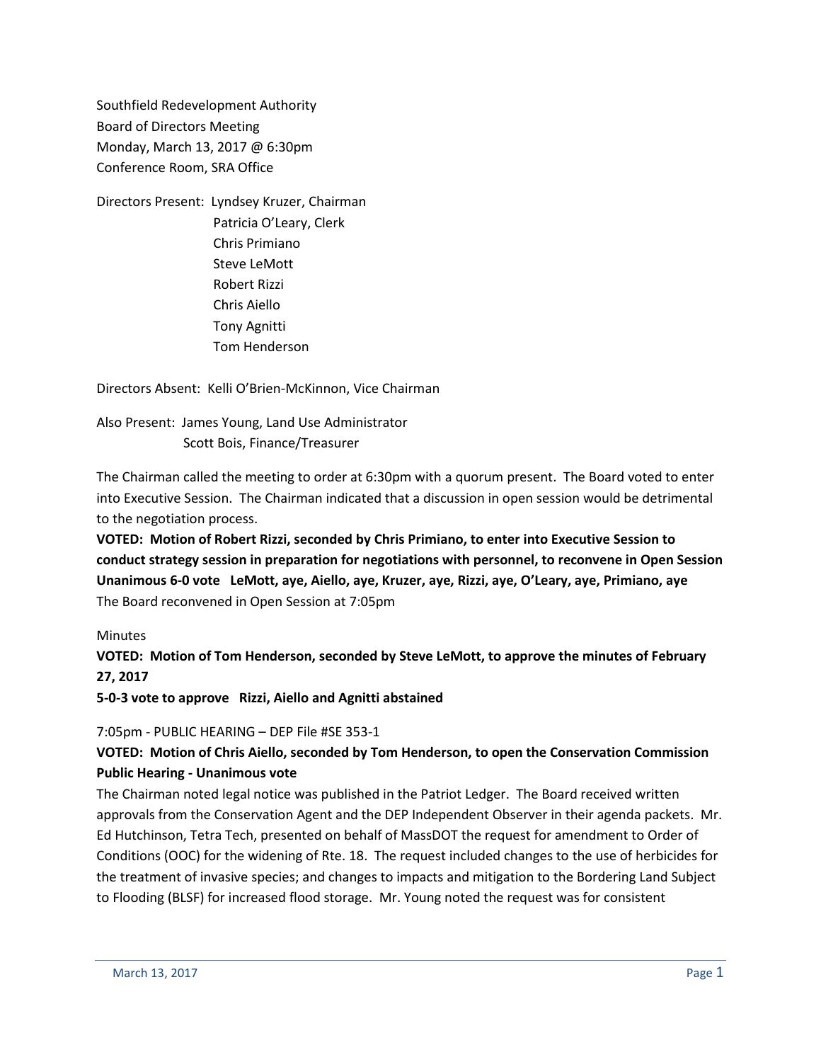Southfield Redevelopment Authority
Board of Directors Meeting
Monday, March 13, 2017 @ 6:30pm
Conference Room, SRA Office

Directors Present: Lyndsey Kruzer, Chairman
Patricia O'Leary, Clerk
Chris Primiano
Steve LeMott
Robert Rizzi
Chris Aiello
Tony Agnitti
Tom Henderson

Directors Absent: Kelli O'Brien-McKinnon, Vice Chairman

Also Present: James Young, Land Use Administrator
Scott Bois, Finance/Treasurer

The Chairman called the meeting to order at 6:30pm with a quorum present. The Board voted to enter into Executive Session. The Chairman indicated that a discussion in open session would be detrimental to the negotiation process.

**VOTED: Motion of Robert Rizzi, seconded by Chris Primiano, to enter into Executive Session to conduct strategy session in preparation for negotiations with personnel, to reconvene in Open Session Unanimous 6-0 vote LeMott, aye, Aiello, aye, Kruzer, aye, Rizzi, aye, O'Leary, aye, Primiano, aye**

The Board reconvened in Open Session at 7:05pm

Minutes

**VOTED: Motion of Tom Henderson, seconded by Steve LeMott, to approve the minutes of February 27, 2017**

**5-0-3 vote to approve Rizzi, Aiello and Agnitti abstained**

7:05pm - PUBLIC HEARING – DEP File #SE 353-1

**VOTED: Motion of Chris Aiello, seconded by Tom Henderson, to open the Conservation Commission Public Hearing - Unanimous vote**

The Chairman noted legal notice was published in the Patriot Ledger. The Board received written approvals from the Conservation Agent and the DEP Independent Observer in their agenda packets. Mr. Ed Hutchinson, Tetra Tech, presented on behalf of MassDOT the request for amendment to Order of Conditions (OOC) for the widening of Rte. 18. The request included changes to the use of herbicides for the treatment of invasive species; and changes to impacts and mitigation to the Bordering Land Subject to Flooding (BLSF) for increased flood storage. Mr. Young noted the request was for consistent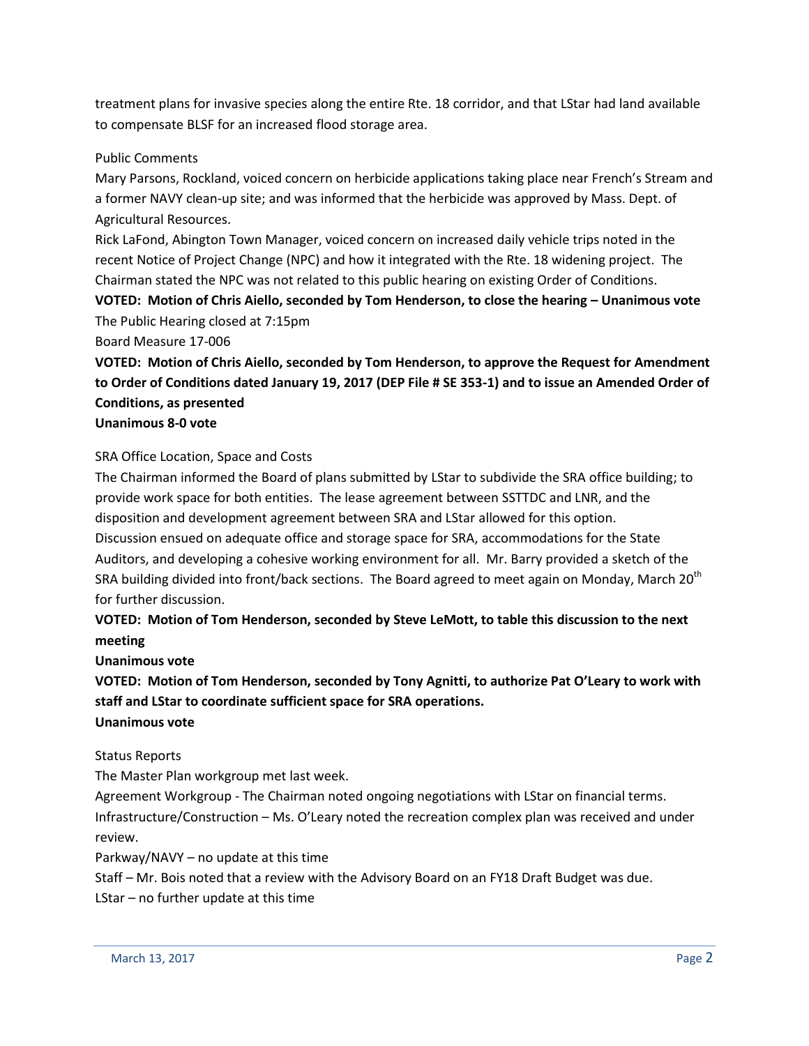treatment plans for invasive species along the entire Rte. 18 corridor, and that LStar had land available to compensate BLSF for an increased flood storage area.

Public Comments

Mary Parsons, Rockland, voiced concern on herbicide applications taking place near French's Stream and a former NAVY clean-up site; and was informed that the herbicide was approved by Mass. Dept. of Agricultural Resources.

Rick LaFond, Abington Town Manager, voiced concern on increased daily vehicle trips noted in the recent Notice of Project Change (NPC) and how it integrated with the Rte. 18 widening project. The Chairman stated the NPC was not related to this public hearing on existing Order of Conditions.

**VOTED: Motion of Chris Aiello, seconded by Tom Henderson, to close the hearing – Unanimous vote**

The Public Hearing closed at 7:15pm

Board Measure 17-006

**VOTED: Motion of Chris Aiello, seconded by Tom Henderson, to approve the Request for Amendment to Order of Conditions dated January 19, 2017 (DEP File # SE 353-1) and to issue an Amended Order of Conditions, as presented**

**Unanimous 8-0 vote**

SRA Office Location, Space and Costs

The Chairman informed the Board of plans submitted by LStar to subdivide the SRA office building; to provide work space for both entities. The lease agreement between SSTTDC and LNR, and the disposition and development agreement between SRA and LStar allowed for this option.

Discussion ensued on adequate office and storage space for SRA, accommodations for the State Auditors, and developing a cohesive working environment for all. Mr. Barry provided a sketch of the SRA building divided into front/back sections. The Board agreed to meet again on Monday, March 20th for further discussion.

**VOTED: Motion of Tom Henderson, seconded by Steve LeMott, to table this discussion to the next meeting**

**Unanimous vote**

**VOTED: Motion of Tom Henderson, seconded by Tony Agnitti, to authorize Pat O'Leary to work with staff and LStar to coordinate sufficient space for SRA operations.**

**Unanimous vote**

Status Reports

The Master Plan workgroup met last week.

Agreement Workgroup - The Chairman noted ongoing negotiations with LStar on financial terms.

Infrastructure/Construction – Ms. O'Leary noted the recreation complex plan was received and under review.

Parkway/NAVY – no update at this time

Staff – Mr. Bois noted that a review with the Advisory Board on an FY18 Draft Budget was due.

LStar – no further update at this time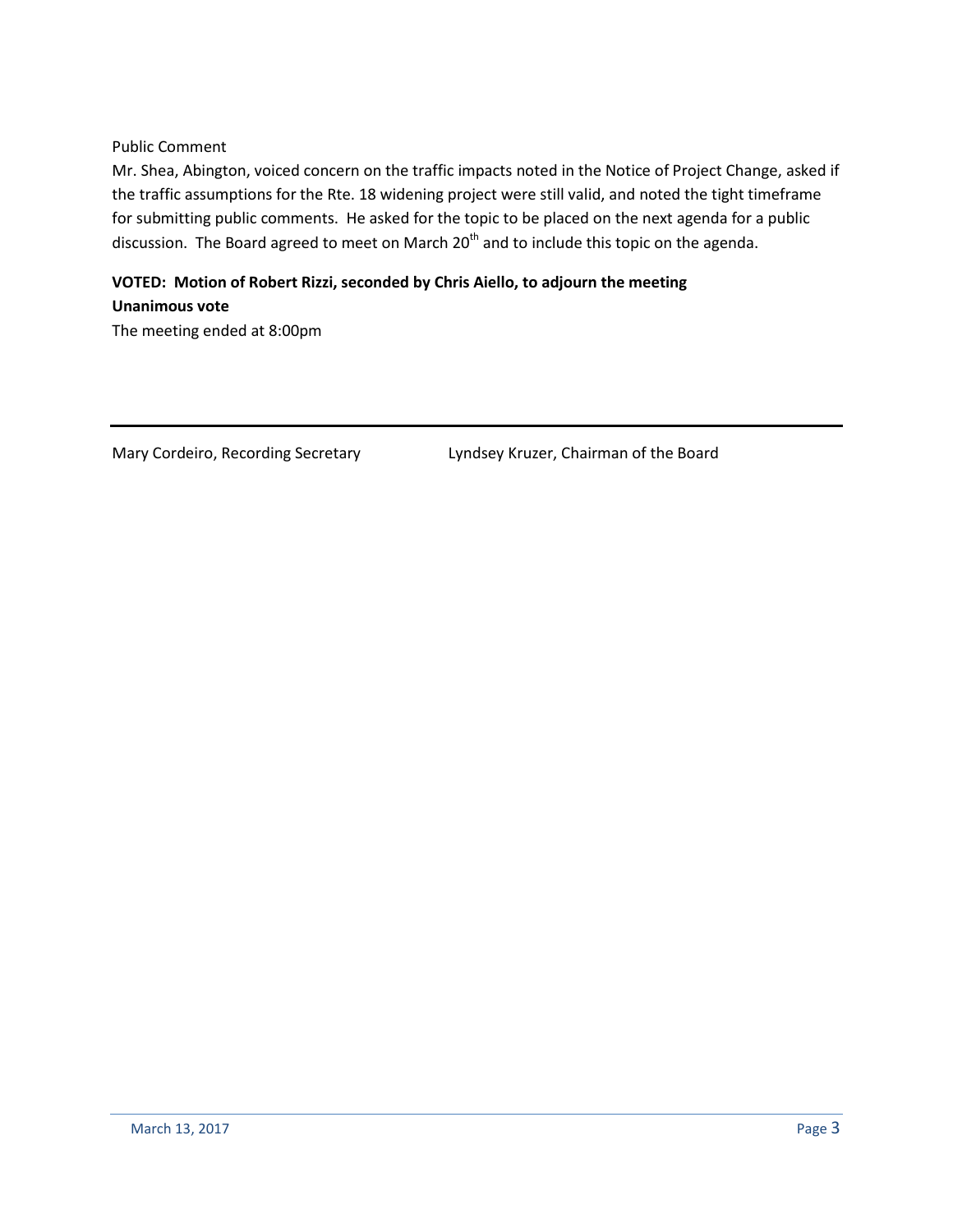Public Comment

Mr. Shea, Abington, voiced concern on the traffic impacts noted in the Notice of Project Change, asked if the traffic assumptions for the Rte. 18 widening project were still valid, and noted the tight timeframe for submitting public comments. He asked for the topic to be placed on the next agenda for a public discussion. The Board agreed to meet on March 20th and to include this topic on the agenda.

**VOTED: Motion of Robert Rizzi, seconded by Chris Aiello, to adjourn the meeting**
**Unanimous vote**

The meeting ended at 8:00pm

---

Mary Cordeiro, Recording Secretary    Lyndsey Kruzer, Chairman of the Board